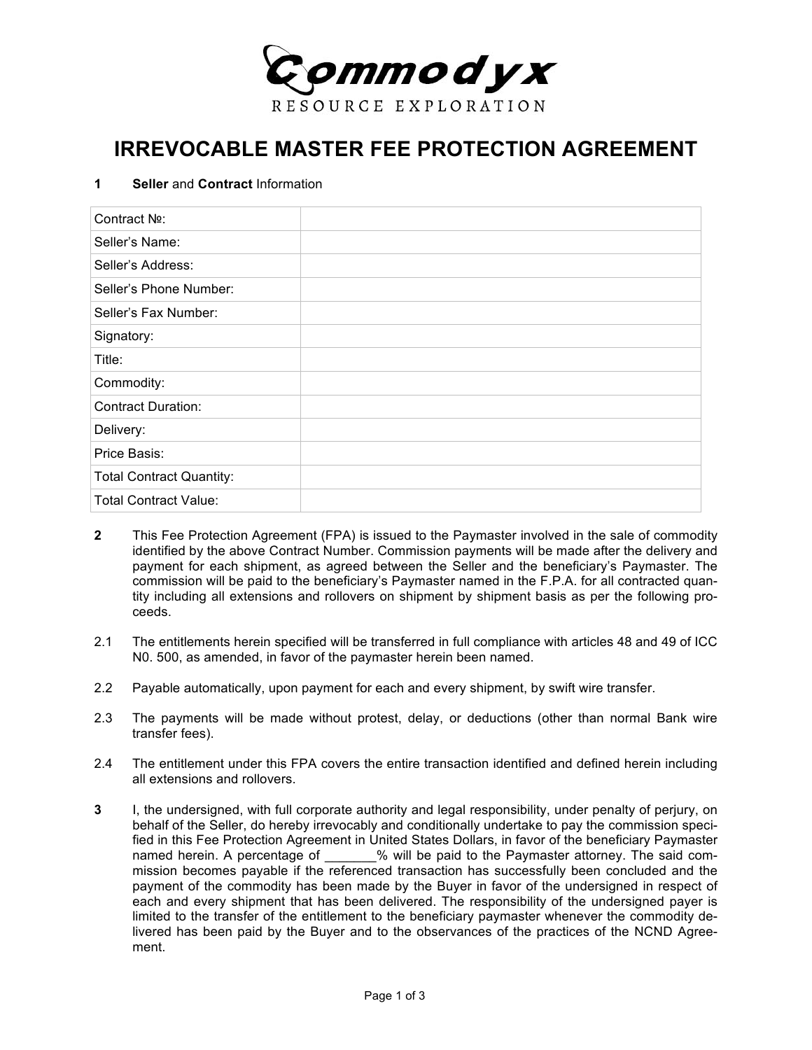Commodyx

RESOURCE EXPLORATION

# IRREVOCABLE MASTER FEE PROTECTION AGREEMENT

**1** **Seller** and **Contract** Information

| | |
|---|---|
| Contract №: | |
| Seller's Name: | |
| Seller's Address: | |
| Seller's Phone Number: | |
| Seller's Fax Number: | |
| Signatory: | |
| Title: | |
| Commodity: | |
| Contract Duration: | |
| Delivery: | |
| Price Basis: | |
| Total Contract Quantity: | |
| Total Contract Value: | |

**2** This Fee Protection Agreement (FPA) is issued to the Paymaster involved in the sale of commodity identified by the above Contract Number. Commission payments will be made after the delivery and payment for each shipment, as agreed between the Seller and the beneficiary's Paymaster. The commission will be paid to the beneficiary's Paymaster named in the F.P.A. for all contracted quantity including all extensions and rollovers on shipment by shipment basis as per the following proceeds.

2.1 The entitlements herein specified will be transferred in full compliance with articles 48 and 49 of ICC N0. 500, as amended, in favor of the paymaster herein been named.

2.2 Payable automatically, upon payment for each and every shipment, by swift wire transfer.

2.3 The payments will be made without protest, delay, or deductions (other than normal Bank wire transfer fees).

2.4 The entitlement under this FPA covers the entire transaction identified and defined herein including all extensions and rollovers.

**3** I, the undersigned, with full corporate authority and legal responsibility, under penalty of perjury, on behalf of the Seller, do hereby irrevocably and conditionally undertake to pay the commission specified in this Fee Protection Agreement in United States Dollars, in favor of the beneficiary Paymaster named herein. A percentage of _______% will be paid to the Paymaster attorney. The said commission becomes payable if the referenced transaction has successfully been concluded and the payment of the commodity has been made by the Buyer in favor of the undersigned in respect of each and every shipment that has been delivered. The responsibility of the undersigned payer is limited to the transfer of the entitlement to the beneficiary paymaster whenever the commodity delivered has been paid by the Buyer and to the observances of the practices of the NCND Agreement.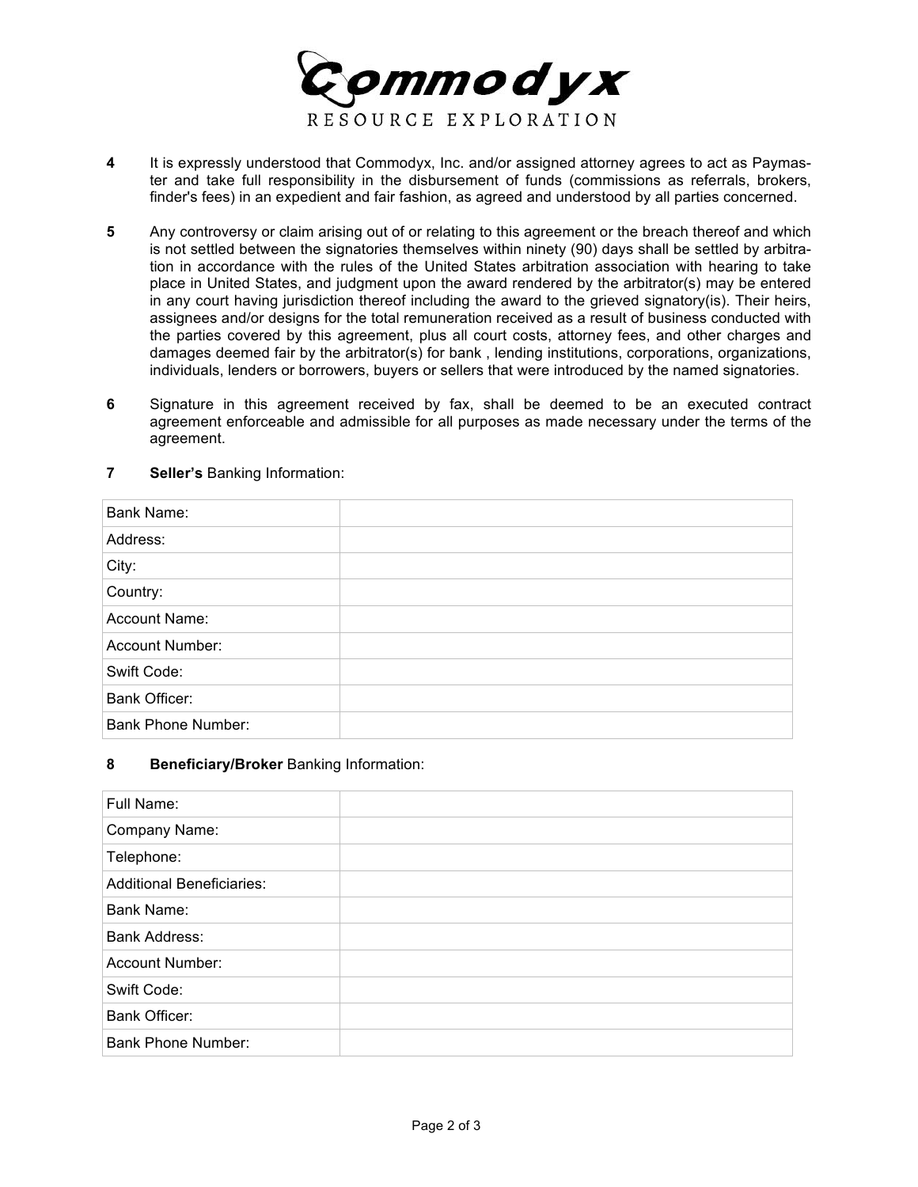**Commodyx**
RESOURCE EXPLORATION

**4** It is expressly understood that Commodyx, Inc. and/or assigned attorney agrees to act as Paymaster and take full responsibility in the disbursement of funds (commissions as referrals, brokers, finder's fees) in an expedient and fair fashion, as agreed and understood by all parties concerned.

**5** Any controversy or claim arising out of or relating to this agreement or the breach thereof and which is not settled between the signatories themselves within ninety (90) days shall be settled by arbitration in accordance with the rules of the United States arbitration association with hearing to take place in United States, and judgment upon the award rendered by the arbitrator(s) may be entered in any court having jurisdiction thereof including the award to the grieved signatory(is). Their heirs, assignees and/or designs for the total remuneration received as a result of business conducted with the parties covered by this agreement, plus all court costs, attorney fees, and other charges and damages deemed fair by the arbitrator(s) for bank , lending institutions, corporations, organizations, individuals, lenders or borrowers, buyers or sellers that were introduced by the named signatories.

**6** Signature in this agreement received by fax, shall be deemed to be an executed contract agreement enforceable and admissible for all purposes as made necessary under the terms of the agreement.

**7** **Seller's** Banking Information:

| | |
|---|---|
| Bank Name: | |
| Address: | |
| City: | |
| Country: | |
| Account Name: | |
| Account Number: | |
| Swift Code: | |
| Bank Officer: | |
| Bank Phone Number: | |

**8** **Beneficiary/Broker** Banking Information:

| | |
|---|---|
| Full Name: | |
| Company Name: | |
| Telephone: | |
| Additional Beneficiaries: | |
| Bank Name: | |
| Bank Address: | |
| Account Number: | |
| Swift Code: | |
| Bank Officer: | |
| Bank Phone Number: | |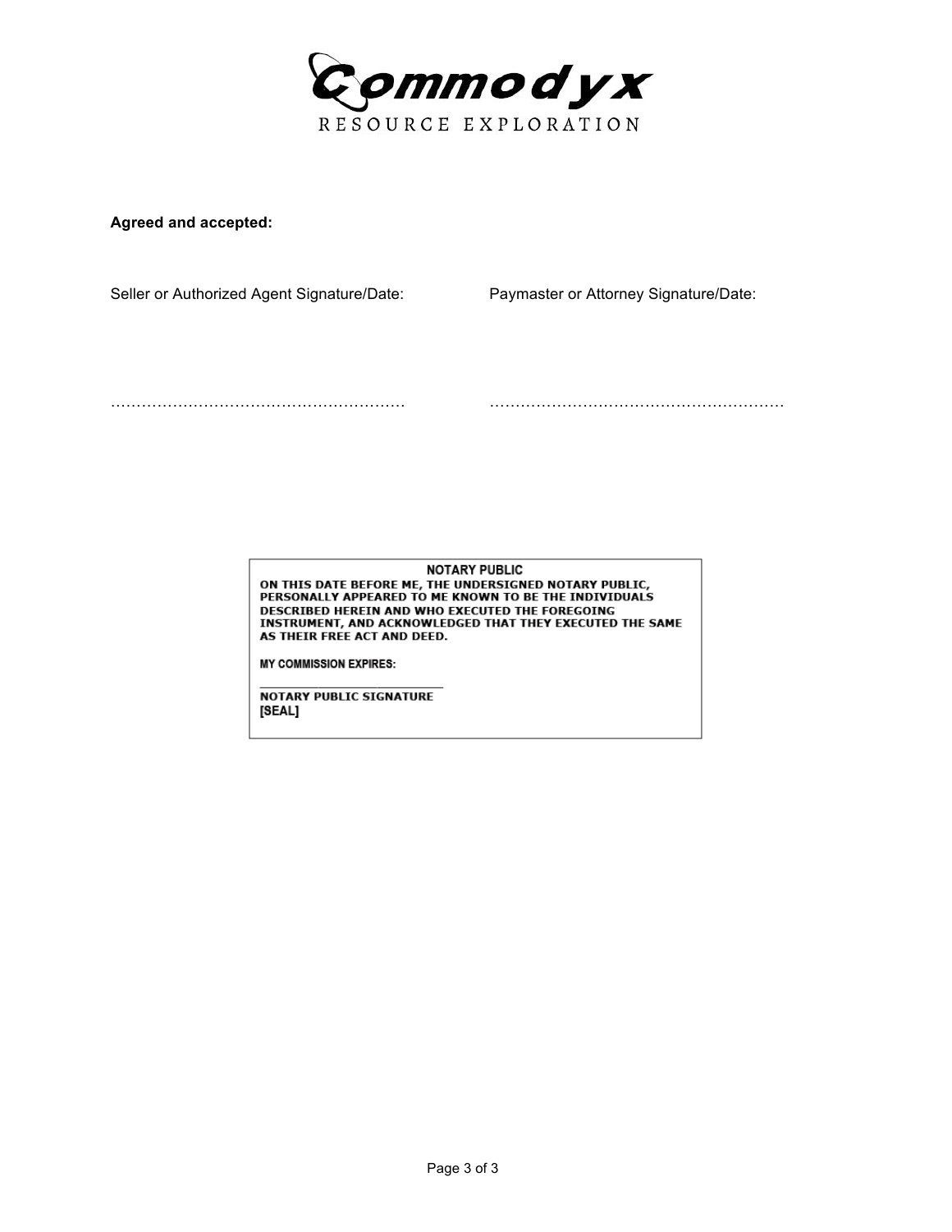**Agreed and accepted:**

Seller or Authorized Agent Signature/Date:

…………………………………………………

Paymaster or Attorney Signature/Date:

…………………………………………………

**NOTARY PUBLIC**

**ON THIS DATE BEFORE ME, THE UNDERSIGNED NOTARY PUBLIC, PERSONALLY APPEARED TO ME KNOWN TO BE THE INDIVIDUALS DESCRIBED HEREIN AND WHO EXECUTED THE FOREGOING INSTRUMENT, AND ACKNOWLEDGED THAT THEY EXECUTED THE SAME AS THEIR FREE ACT AND DEED.**

**MY COMMISSION EXPIRES:**

\_\_\_\_\_\_\_\_\_\_\_\_\_\_\_\_\_\_\_\_\_\_\_\_\_\_\_\_

**NOTARY PUBLIC SIGNATURE**

**[SEAL]**